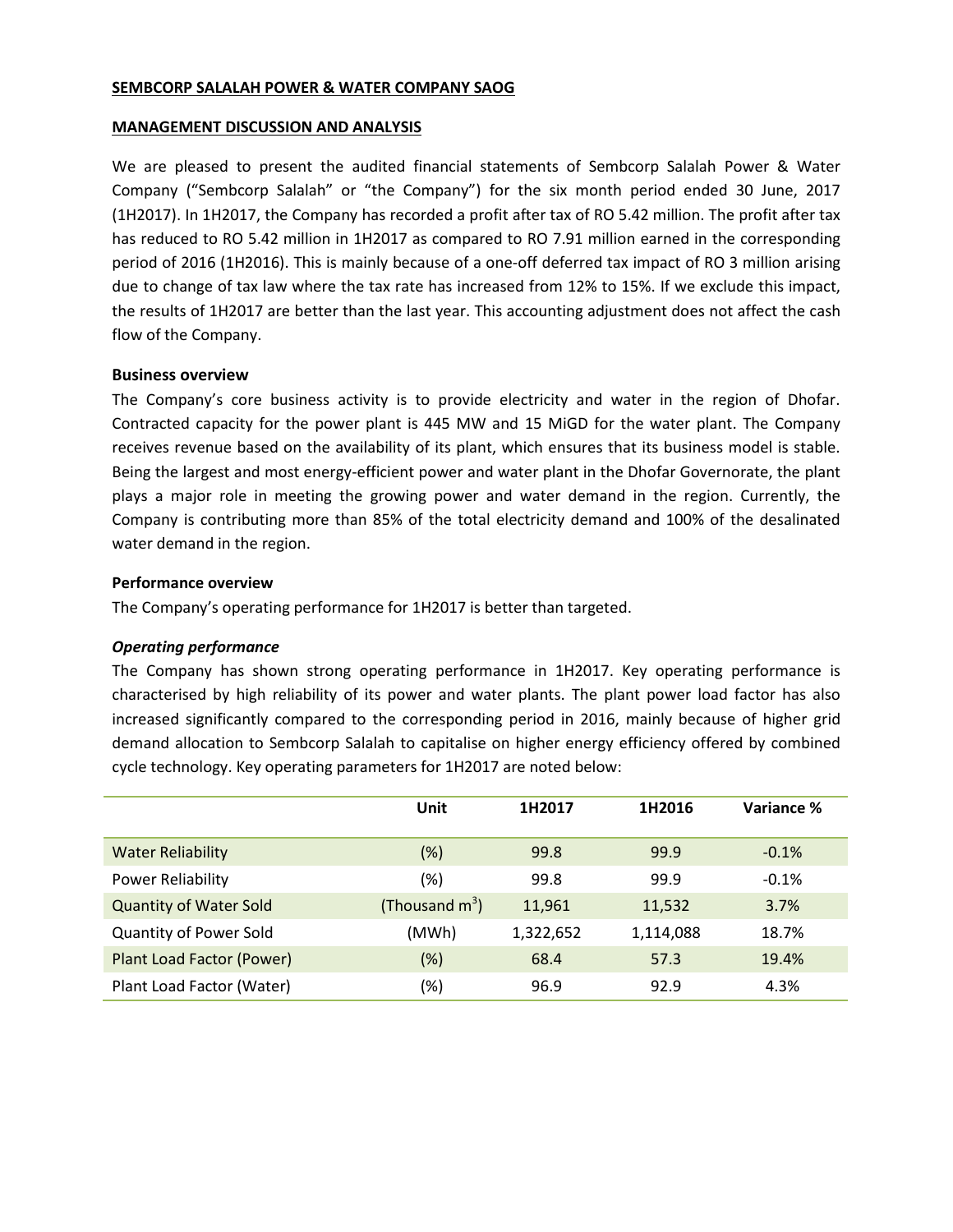**SEMBCORP SALALAH POWER & WATER COMPANY SAOG**

**MANAGEMENT DISCUSSION AND ANALYSIS**

We are pleased to present the audited financial statements of Sembcorp Salalah Power & Water Company ("Sembcorp Salalah" or "the Company") for the six month period ended 30 June, 2017 (1H2017). In 1H2017, the Company has recorded a profit after tax of RO 5.42 million. The profit after tax has reduced to RO 5.42 million in 1H2017 as compared to RO 7.91 million earned in the corresponding period of 2016 (1H2016). This is mainly because of a one-off deferred tax impact of RO 3 million arising due to change of tax law where the tax rate has increased from 12% to 15%. If we exclude this impact, the results of 1H2017 are better than the last year. This accounting adjustment does not affect the cash flow of the Company.

**Business overview**

The Company's core business activity is to provide electricity and water in the region of Dhofar. Contracted capacity for the power plant is 445 MW and 15 MiGD for the water plant. The Company receives revenue based on the availability of its plant, which ensures that its business model is stable. Being the largest and most energy-efficient power and water plant in the Dhofar Governorate, the plant plays a major role in meeting the growing power and water demand in the region. Currently, the Company is contributing more than 85% of the total electricity demand and 100% of the desalinated water demand in the region.

**Performance overview**

The Company's operating performance for 1H2017 is better than targeted.

***Operating performance***

The Company has shown strong operating performance in 1H2017. Key operating performance is characterised by high reliability of its power and water plants. The plant power load factor has also increased significantly compared to the corresponding period in 2016, mainly because of higher grid demand allocation to Sembcorp Salalah to capitalise on higher energy efficiency offered by combined cycle technology. Key operating parameters for 1H2017 are noted below:

| | Unit | 1H2017 | 1H2016 | Variance % |
|---|---|---|---|---|
| Water Reliability | (%) | 99.8 | 99.9 | -0.1% |
| Power Reliability | (%) | 99.8 | 99.9 | -0.1% |
| Quantity of Water Sold | (Thousand $m^3$) | 11,961 | 11,532 | 3.7% |
| Quantity of Power Sold | (MWh) | 1,322,652 | 1,114,088 | 18.7% |
| Plant Load Factor (Power) | (%) | 68.4 | 57.3 | 19.4% |
| Plant Load Factor (Water) | (%) | 96.9 | 92.9 | 4.3% |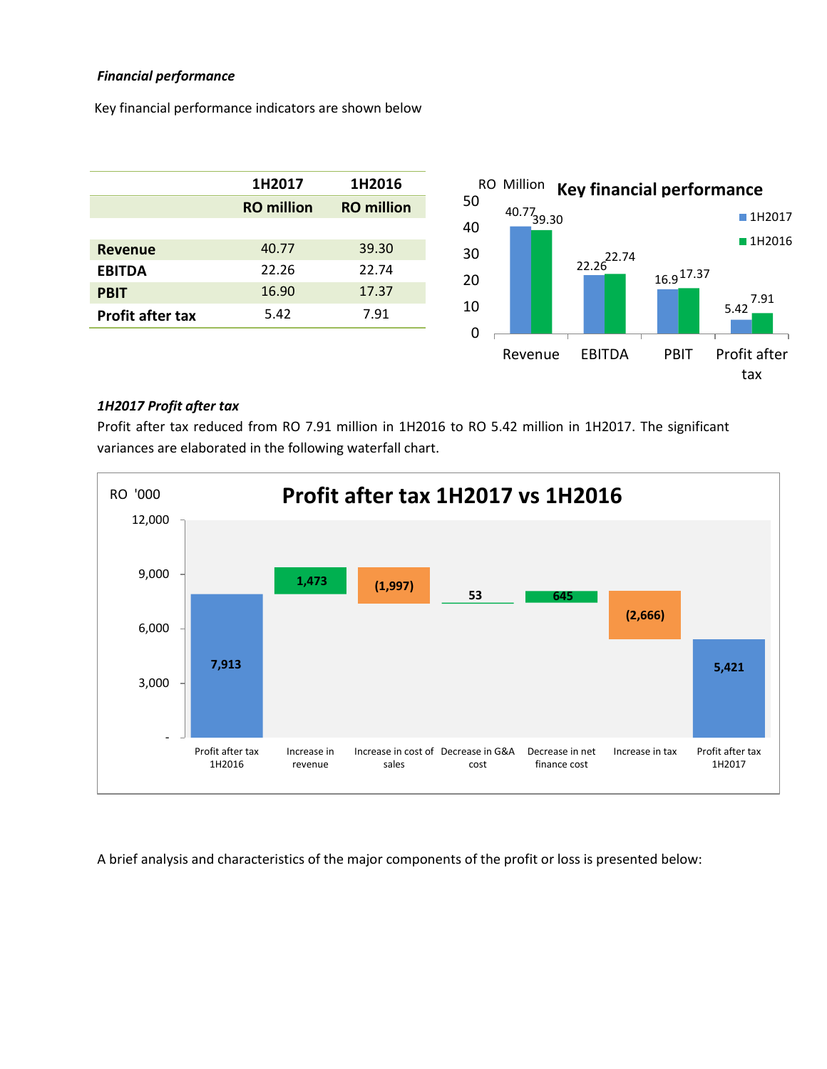***Financial performance***

Key financial performance indicators are shown below

| | 1H2017 | 1H2016 |
|---|---|---|
| | **RO million** | **RO million** |
| **Revenue** | 40.77 | 39.30 |
| **EBITDA** | 22.26 | 22.74 |
| **PBIT** | 16.90 | 17.37 |
| **Profit after tax** | 5.42 | 7.91 |

RO Million **Key financial performance**

| | 1H2017 | 1H2016 |
|---|---|---|
| Revenue | 40.77 | 39.30 |
| EBITDA | 22.26 | 22.74 |
| PBIT | 16.9 | 17.37 |
| Profit after tax | 5.42 | 7.91 |

***1H2017 Profit after tax***

Profit after tax reduced from RO 7.91 million in 1H2016 to RO 5.42 million in 1H2017. The significant variances are elaborated in the following waterfall chart.

RO '000 **Profit after tax 1H2017 vs 1H2016**

| Item | RO '000 |
|---|---|
| Profit after tax 1H2016 | 7,913 |
| Increase in revenue | 1,473 |
| Increase in cost of sales | (1,997) |
| Decrease in G&A cost | 53 |
| Decrease in net finance cost | 645 |
| Increase in tax | (2,666) |
| Profit after tax 1H2017 | 5,421 |

A brief analysis and characteristics of the major components of the profit or loss is presented below: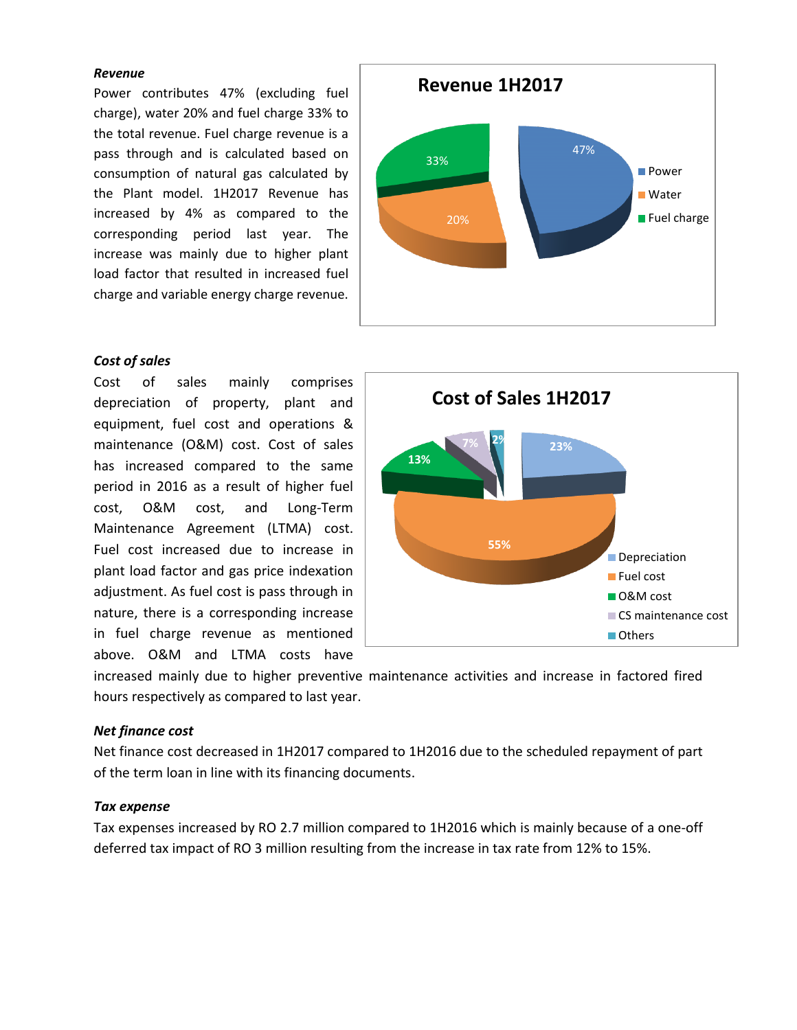***Revenue***

Power contributes 47% (excluding fuel charge), water 20% and fuel charge 33% to the total revenue. Fuel charge revenue is a pass through and is calculated based on consumption of natural gas calculated by the Plant model. 1H2017 Revenue has increased by 4% as compared to the corresponding period last year. The increase was mainly due to higher plant load factor that resulted in increased fuel charge and variable energy charge revenue.

**Revenue 1H2017**

| Component | Share |
| --- | --- |
| Power | 47% |
| Water | 20% |
| Fuel charge | 33% |

***Cost of sales***

Cost of sales mainly comprises depreciation of property, plant and equipment, fuel cost and operations & maintenance (O&M) cost. Cost of sales has increased compared to the same period in 2016 as a result of higher fuel cost, O&M cost, and Long-Term Maintenance Agreement (LTMA) cost. Fuel cost increased due to increase in plant load factor and gas price indexation adjustment. As fuel cost is pass through in nature, there is a corresponding increase in fuel charge revenue as mentioned above. O&M and LTMA costs have increased mainly due to higher preventive maintenance activities and increase in factored fired hours respectively as compared to last year.

**Cost of Sales 1H2017**

| Component | Share |
| --- | --- |
| Depreciation | 23% |
| Fuel cost | 55% |
| O&M cost | 13% |
| CS maintenance cost | 7% |
| Others | 2% |

***Net finance cost***

Net finance cost decreased in 1H2017 compared to 1H2016 due to the scheduled repayment of part of the term loan in line with its financing documents.

***Tax expense***

Tax expenses increased by RO 2.7 million compared to 1H2016 which is mainly because of a one-off deferred tax impact of RO 3 million resulting from the increase in tax rate from 12% to 15%.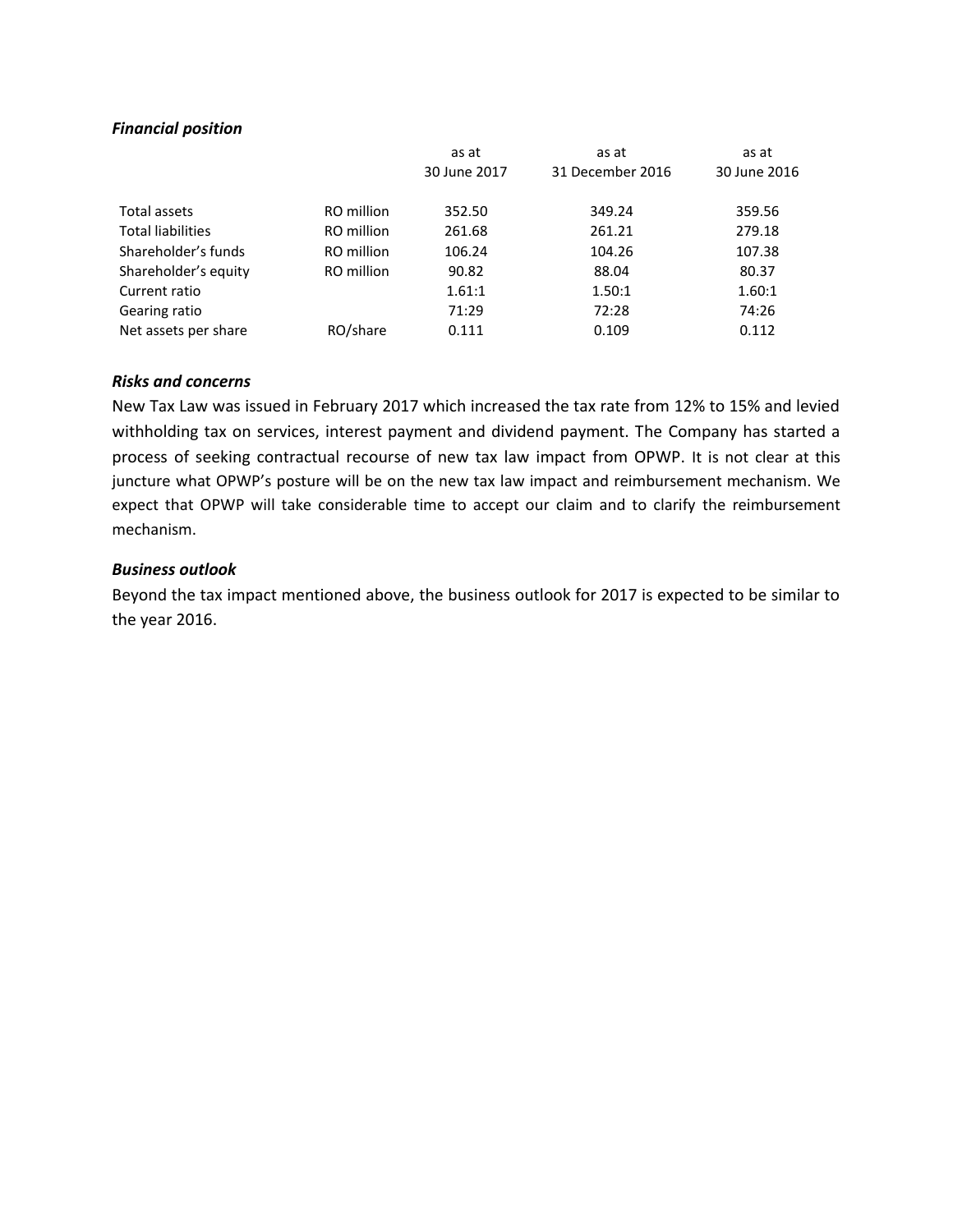***Financial position***

| | | as at 30 June 2017 | as at 31 December 2016 | as at 30 June 2016 |
|---|---|---|---|---|
| Total assets | RO million | 352.50 | 349.24 | 359.56 |
| Total liabilities | RO million | 261.68 | 261.21 | 279.18 |
| Shareholder's funds | RO million | 106.24 | 104.26 | 107.38 |
| Shareholder's equity | RO million | 90.82 | 88.04 | 80.37 |
| Current ratio | | 1.61:1 | 1.50:1 | 1.60:1 |
| Gearing ratio | | 71:29 | 72:28 | 74:26 |
| Net assets per share | RO/share | 0.111 | 0.109 | 0.112 |

***Risks and concerns***

New Tax Law was issued in February 2017 which increased the tax rate from 12% to 15% and levied withholding tax on services, interest payment and dividend payment. The Company has started a process of seeking contractual recourse of new tax law impact from OPWP. It is not clear at this juncture what OPWP's posture will be on the new tax law impact and reimbursement mechanism. We expect that OPWP will take considerable time to accept our claim and to clarify the reimbursement mechanism.

***Business outlook***

Beyond the tax impact mentioned above, the business outlook for 2017 is expected to be similar to the year 2016.